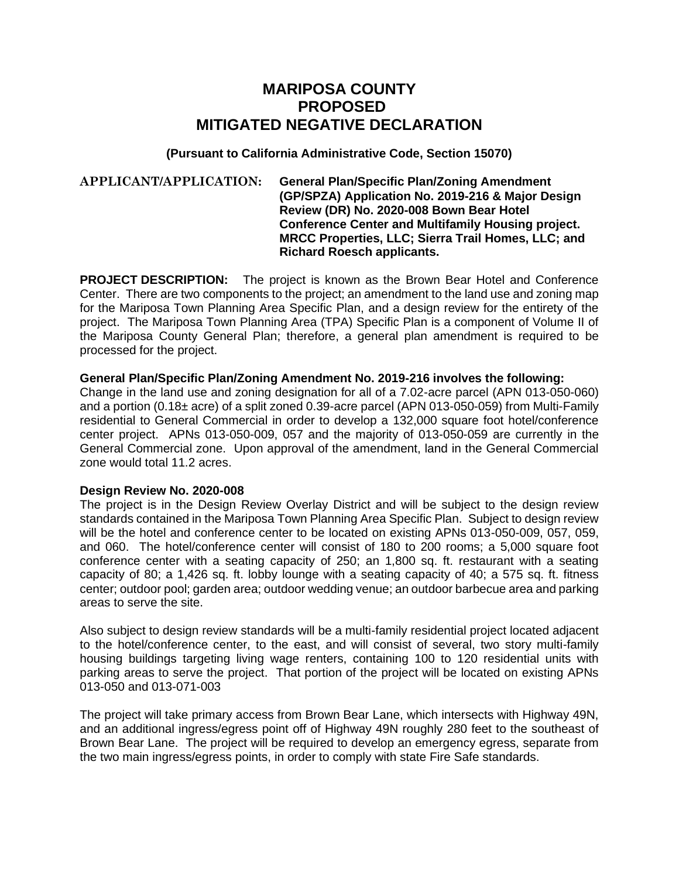# MARIPOSA COUNTY
# PROPOSED
# MITIGATED NEGATIVE DECLARATION

**(Pursuant to California Administrative Code, Section 15070)**

**APPLICANT/APPLICATION:** **General Plan/Specific Plan/Zoning Amendment (GP/SPZA) Application No. 2019-216 & Major Design Review (DR) No. 2020-008 Bown Bear Hotel Conference Center and Multifamily Housing project. MRCC Properties, LLC; Sierra Trail Homes, LLC; and Richard Roesch applicants.**

**PROJECT DESCRIPTION:** The project is known as the Brown Bear Hotel and Conference Center. There are two components to the project; an amendment to the land use and zoning map for the Mariposa Town Planning Area Specific Plan, and a design review for the entirety of the project. The Mariposa Town Planning Area (TPA) Specific Plan is a component of Volume II of the Mariposa County General Plan; therefore, a general plan amendment is required to be processed for the project.

**General Plan/Specific Plan/Zoning Amendment No. 2019-216 involves the following:**
Change in the land use and zoning designation for all of a 7.02-acre parcel (APN 013-050-060) and a portion (0.18± acre) of a split zoned 0.39-acre parcel (APN 013-050-059) from Multi-Family residential to General Commercial in order to develop a 132,000 square foot hotel/conference center project. APNs 013-050-009, 057 and the majority of 013-050-059 are currently in the General Commercial zone. Upon approval of the amendment, land in the General Commercial zone would total 11.2 acres.

**Design Review No. 2020-008**
The project is in the Design Review Overlay District and will be subject to the design review standards contained in the Mariposa Town Planning Area Specific Plan. Subject to design review will be the hotel and conference center to be located on existing APNs 013-050-009, 057, 059, and 060. The hotel/conference center will consist of 180 to 200 rooms; a 5,000 square foot conference center with a seating capacity of 250; an 1,800 sq. ft. restaurant with a seating capacity of 80; a 1,426 sq. ft. lobby lounge with a seating capacity of 40; a 575 sq. ft. fitness center; outdoor pool; garden area; outdoor wedding venue; an outdoor barbecue area and parking areas to serve the site.

Also subject to design review standards will be a multi-family residential project located adjacent to the hotel/conference center, to the east, and will consist of several, two story multi-family housing buildings targeting living wage renters, containing 100 to 120 residential units with parking areas to serve the project. That portion of the project will be located on existing APNs 013-050 and 013-071-003

The project will take primary access from Brown Bear Lane, which intersects with Highway 49N, and an additional ingress/egress point off of Highway 49N roughly 280 feet to the southeast of Brown Bear Lane. The project will be required to develop an emergency egress, separate from the two main ingress/egress points, in order to comply with state Fire Safe standards.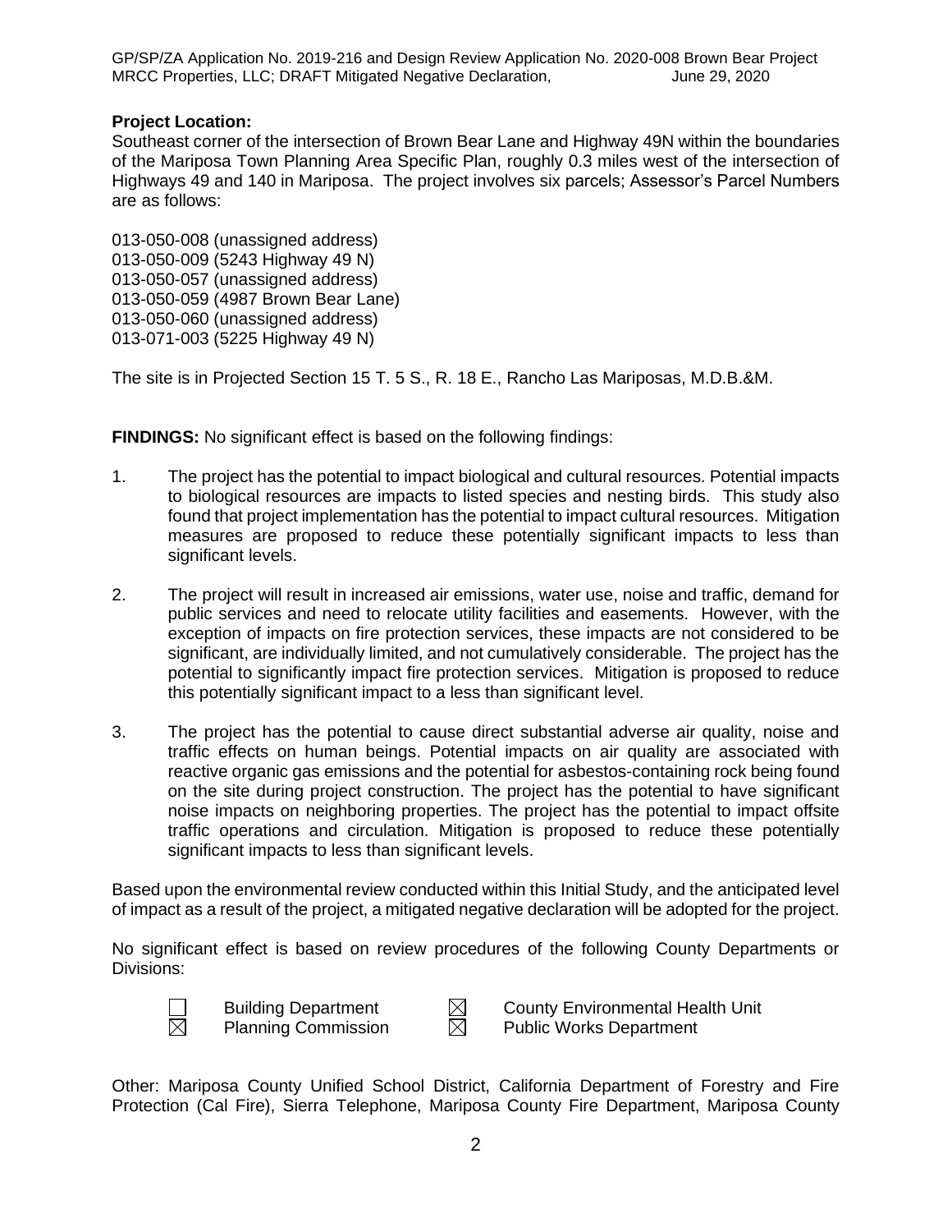**Project Location:**
Southeast corner of the intersection of Brown Bear Lane and Highway 49N within the boundaries of the Mariposa Town Planning Area Specific Plan, roughly 0.3 miles west of the intersection of Highways 49 and 140 in Mariposa. The project involves six parcels; Assessor's Parcel Numbers are as follows:

013-050-008 (unassigned address)
013-050-009 (5243 Highway 49 N)
013-050-057 (unassigned address)
013-050-059 (4987 Brown Bear Lane)
013-050-060 (unassigned address)
013-071-003 (5225 Highway 49 N)

The site is in Projected Section 15 T. 5 S., R. 18 E., Rancho Las Mariposas, M.D.B.&M.

**FINDINGS:** No significant effect is based on the following findings:

1. The project has the potential to impact biological and cultural resources. Potential impacts to biological resources are impacts to listed species and nesting birds. This study also found that project implementation has the potential to impact cultural resources. Mitigation measures are proposed to reduce these potentially significant impacts to less than significant levels.

2. The project will result in increased air emissions, water use, noise and traffic, demand for public services and need to relocate utility facilities and easements. However, with the exception of impacts on fire protection services, these impacts are not considered to be significant, are individually limited, and not cumulatively considerable. The project has the potential to significantly impact fire protection services. Mitigation is proposed to reduce this potentially significant impact to a less than significant level.

3. The project has the potential to cause direct substantial adverse air quality, noise and traffic effects on human beings. Potential impacts on air quality are associated with reactive organic gas emissions and the potential for asbestos-containing rock being found on the site during project construction. The project has the potential to have significant noise impacts on neighboring properties. The project has the potential to impact offsite traffic operations and circulation. Mitigation is proposed to reduce these potentially significant impacts to less than significant levels.

Based upon the environmental review conducted within this Initial Study, and the anticipated level of impact as a result of the project, a mitigated negative declaration will be adopted for the project.

No significant effect is based on review procedures of the following County Departments or Divisions:

- ☐ Building Department
- ☒ Planning Commission
- ☒ County Environmental Health Unit
- ☒ Public Works Department

Other: Mariposa County Unified School District, California Department of Forestry and Fire Protection (Cal Fire), Sierra Telephone, Mariposa County Fire Department, Mariposa County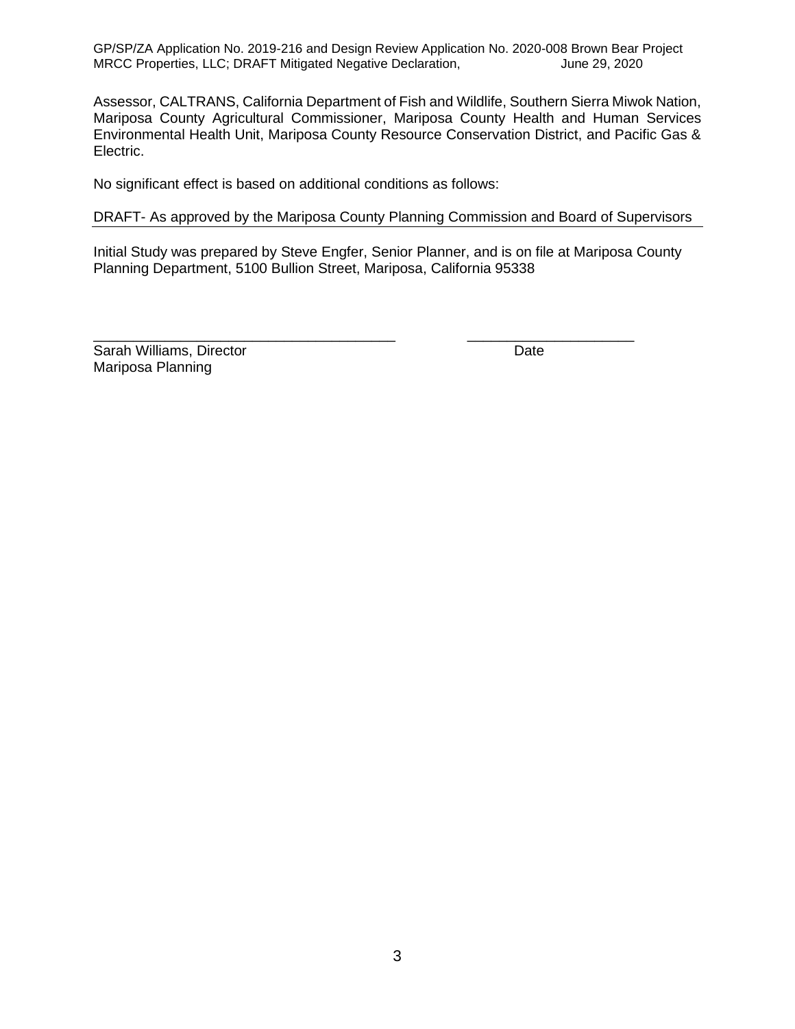Assessor, CALTRANS, California Department of Fish and Wildlife, Southern Sierra Miwok Nation, Mariposa County Agricultural Commissioner, Mariposa County Health and Human Services Environmental Health Unit, Mariposa County Resource Conservation District, and Pacific Gas & Electric.

No significant effect is based on additional conditions as follows:

DRAFT- As approved by the Mariposa County Planning Commission and Board of Supervisors

Initial Study was prepared by Steve Engfer, Senior Planner, and is on file at Mariposa County Planning Department, 5100 Bullion Street, Mariposa, California 95338

_______________________________________ ____________________

Sarah Williams, Director Date
Mariposa Planning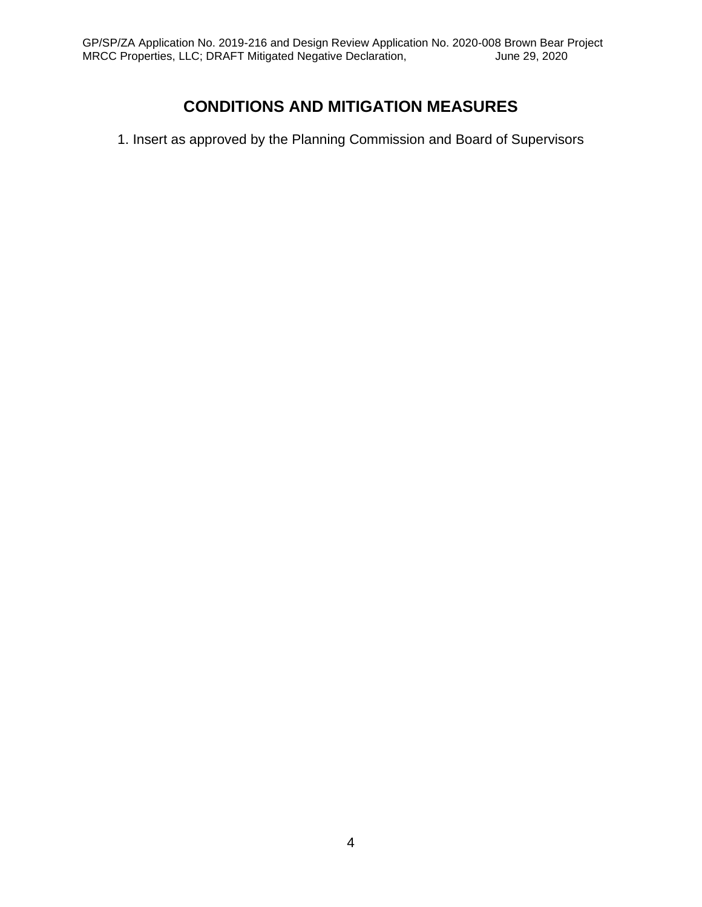# CONDITIONS AND MITIGATION MEASURES

1. Insert as approved by the Planning Commission and Board of Supervisors